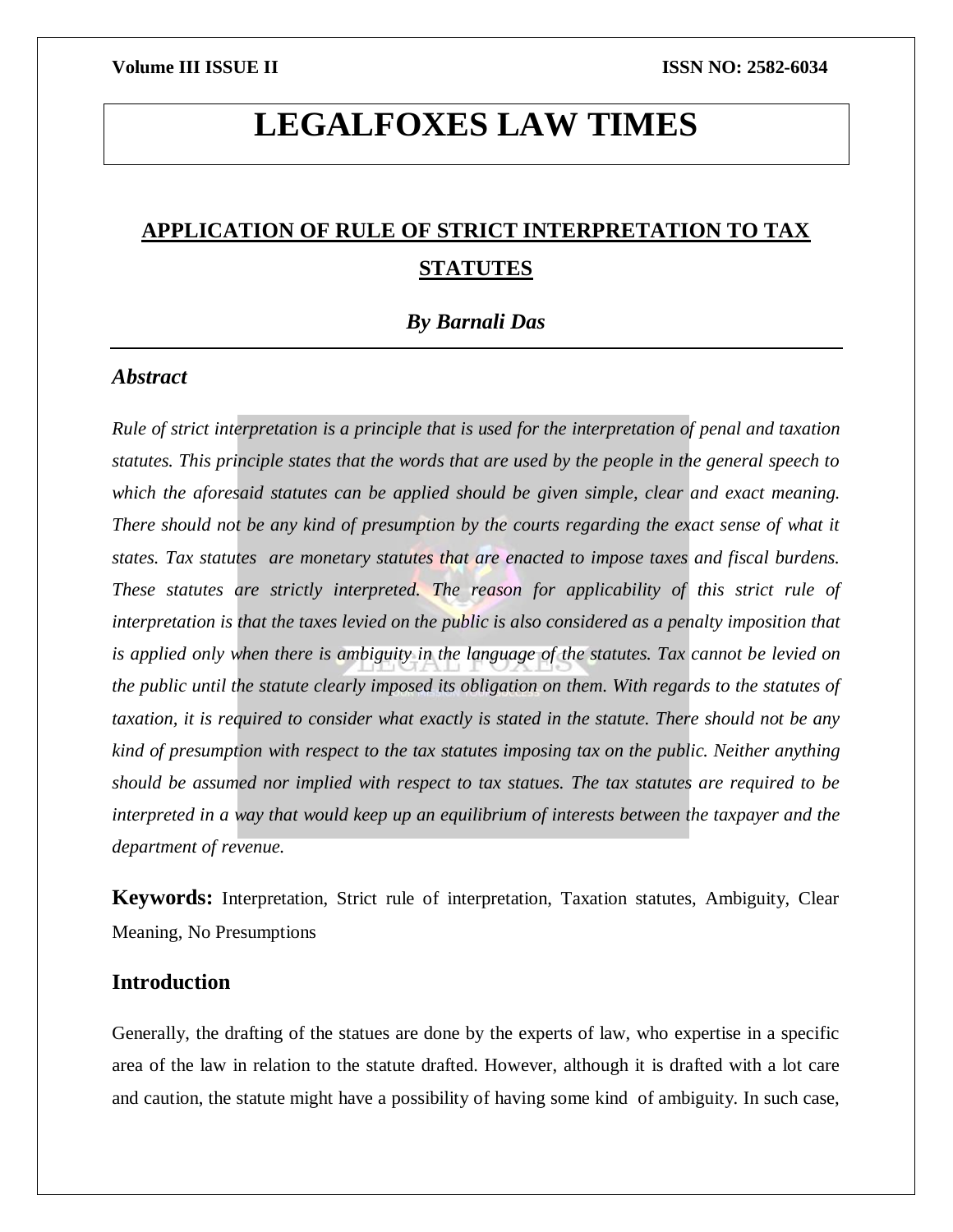# LEGALFOXES LAW TIMES

## APPLICATION OF RULE OF STRICT INTERPRETATION TO TAX STATUTES

### *By Barnali Das*

### *Abstract*

*Rule of strict interpretation is a principle that is used for the interpretation of penal and taxation statutes. This principle states that the words that are used by the people in the general speech to which the aforesaid statutes can be applied should be given simple, clear and exact meaning. There should not be any kind of presumption by the courts regarding the exact sense of what it states. Tax statutes are monetary statutes that are enacted to impose taxes and fiscal burdens. These statutes are strictly interpreted. The reason for applicability of this strict rule of interpretation is that the taxes levied on the public is also considered as a penalty imposition that is applied only when there is ambiguity in the language of the statutes. Tax cannot be levied on the public until the statute clearly imposed its obligation on them. With regards to the statutes of taxation, it is required to consider what exactly is stated in the statute. There should not be any kind of presumption with respect to the tax statutes imposing tax on the public. Neither anything should be assumed nor implied with respect to tax statues. The tax statutes are required to be interpreted in a way that would keep up an equilibrium of interests between the taxpayer and the department of revenue.*

**Keywords:** Interpretation, Strict rule of interpretation, Taxation statutes, Ambiguity, Clear Meaning, No Presumptions

### Introduction

Generally, the drafting of the statues are done by the experts of law, who expertise in a specific area of the law in relation to the statute drafted. However, although it is drafted with a lot care and caution, the statute might have a possibility of having some kind of ambiguity. In such case,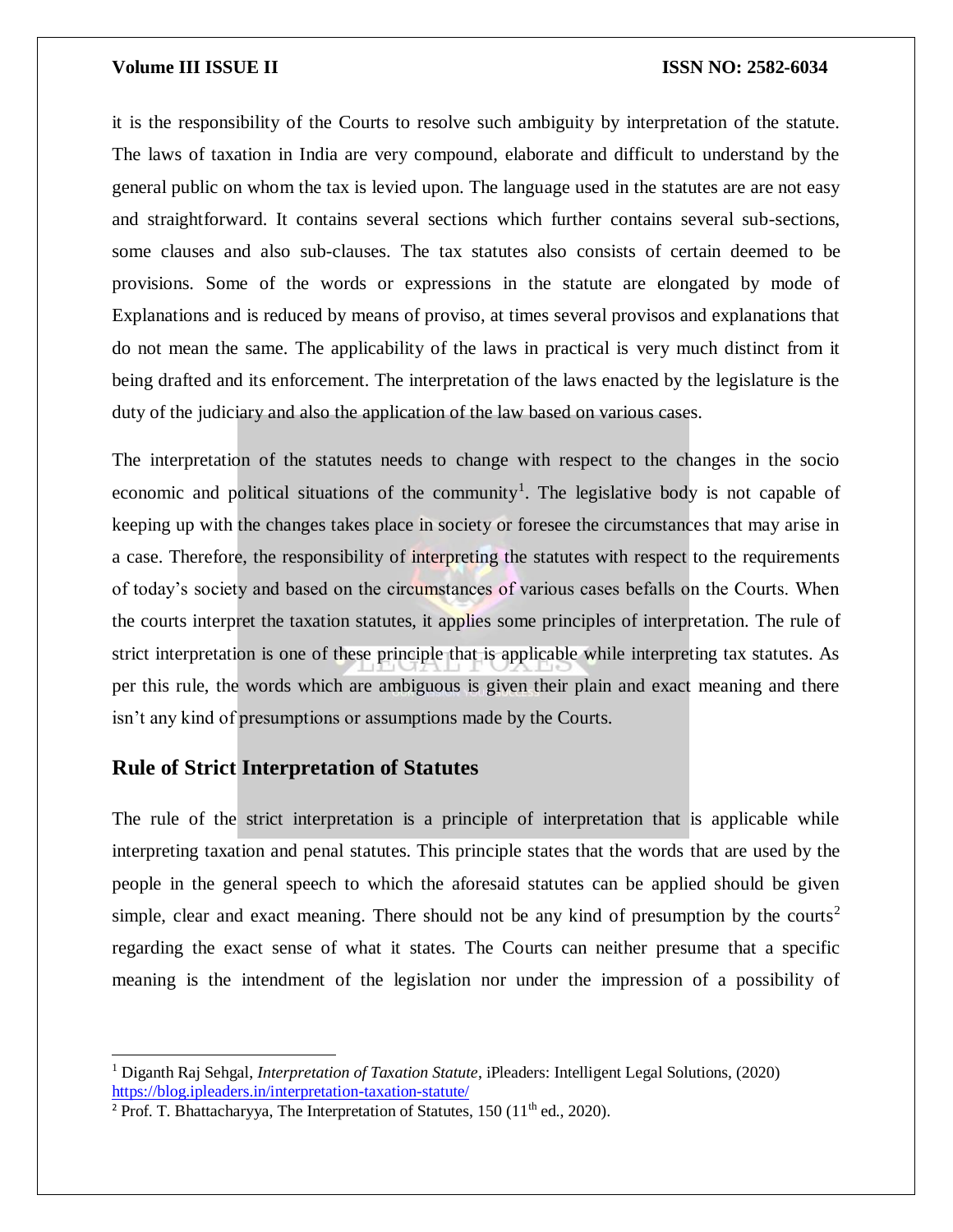it is the responsibility of the Courts to resolve such ambiguity by interpretation of the statute. The laws of taxation in India are very compound, elaborate and difficult to understand by the general public on whom the tax is levied upon. The language used in the statutes are are not easy and straightforward. It contains several sections which further contains several sub-sections, some clauses and also sub-clauses. The tax statutes also consists of certain deemed to be provisions. Some of the words or expressions in the statute are elongated by mode of Explanations and is reduced by means of proviso, at times several provisos and explanations that do not mean the same. The applicability of the laws in practical is very much distinct from it being drafted and its enforcement. The interpretation of the laws enacted by the legislature is the duty of the judiciary and also the application of the law based on various cases.

The interpretation of the statutes needs to change with respect to the changes in the socio economic and political situations of the community[1]. The legislative body is not capable of keeping up with the changes takes place in society or foresee the circumstances that may arise in a case. Therefore, the responsibility of interpreting the statutes with respect to the requirements of today's society and based on the circumstances of various cases befalls on the Courts. When the courts interpret the taxation statutes, it applies some principles of interpretation. The rule of strict interpretation is one of these principle that is applicable while interpreting tax statutes. As per this rule, the words which are ambiguous is given their plain and exact meaning and there isn't any kind of presumptions or assumptions made by the Courts.

## Rule of Strict Interpretation of Statutes

The rule of the strict interpretation is a principle of interpretation that is applicable while interpreting taxation and penal statutes. This principle states that the words that are used by the people in the general speech to which the aforesaid statutes can be applied should be given simple, clear and exact meaning. There should not be any kind of presumption by the courts[2] regarding the exact sense of what it states. The Courts can neither presume that a specific meaning is the intendment of the legislation nor under the impression of a possibility of

---

[1] Diganth Raj Sehgal, *Interpretation of Taxation Statute*, iPleaders: Intelligent Legal Solutions, (2020) https://blog.ipleaders.in/interpretation-taxation-statute/

[2] Prof. T. Bhattacharyya, The Interpretation of Statutes, 150 (11th ed., 2020).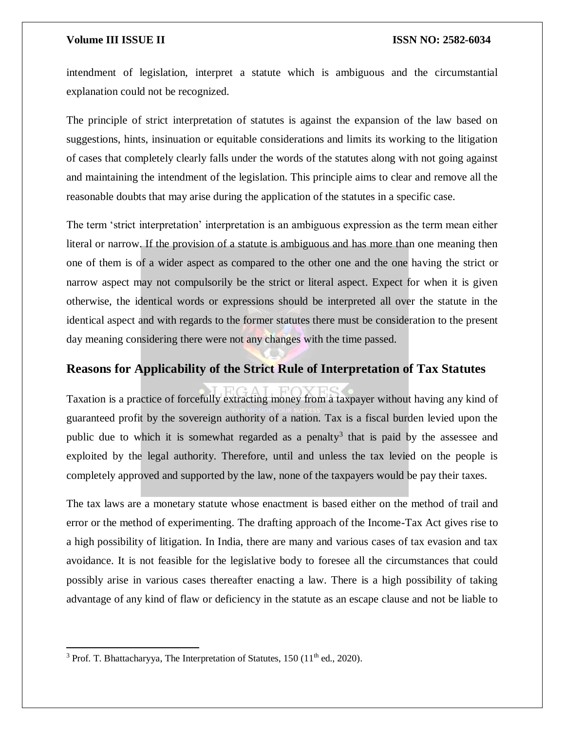intendment of legislation, interpret a statute which is ambiguous and the circumstantial explanation could not be recognized.

The principle of strict interpretation of statutes is against the expansion of the law based on suggestions, hints, insinuation or equitable considerations and limits its working to the litigation of cases that completely clearly falls under the words of the statutes along with not going against and maintaining the intendment of the legislation. This principle aims to clear and remove all the reasonable doubts that may arise during the application of the statutes in a specific case.

The term 'strict interpretation' interpretation is an ambiguous expression as the term mean either literal or narrow. If the provision of a statute is ambiguous and has more than one meaning then one of them is of a wider aspect as compared to the other one and the one having the strict or narrow aspect may not compulsorily be the strict or literal aspect. Expect for when it is given otherwise, the identical words or expressions should be interpreted all over the statute in the identical aspect and with regards to the former statutes there must be consideration to the present day meaning considering there were not any changes with the time passed.

## Reasons for Applicability of the Strict Rule of Interpretation of Tax Statutes

Taxation is a practice of forcefully extracting money from a taxpayer without having any kind of guaranteed profit by the sovereign authority of a nation. Tax is a fiscal burden levied upon the public due to which it is somewhat regarded as a penalty[3] that is paid by the assessee and exploited by the legal authority. Therefore, until and unless the tax levied on the people is completely approved and supported by the law, none of the taxpayers would be pay their taxes.

The tax laws are a monetary statute whose enactment is based either on the method of trail and error or the method of experimenting. The drafting approach of the Income-Tax Act gives rise to a high possibility of litigation. In India, there are many and various cases of tax evasion and tax avoidance. It is not feasible for the legislative body to foresee all the circumstances that could possibly arise in various cases thereafter enacting a law. There is a high possibility of taking advantage of any kind of flaw or deficiency in the statute as an escape clause and not be liable to

---

[3] Prof. T. Bhattacharyya, The Interpretation of Statutes, 150 (11th ed., 2020).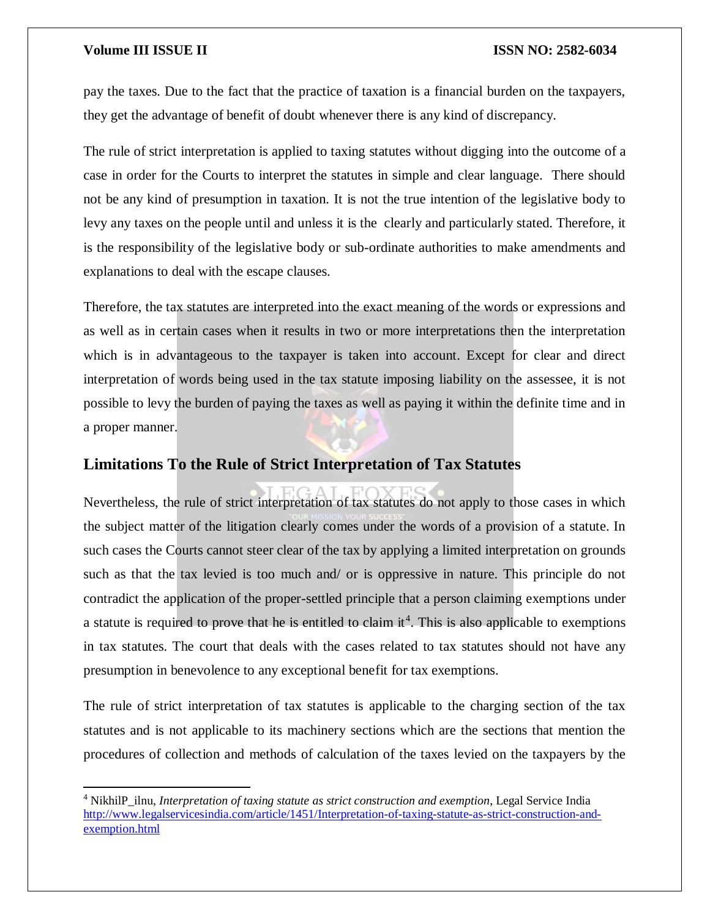pay the taxes. Due to the fact that the practice of taxation is a financial burden on the taxpayers, they get the advantage of benefit of doubt whenever there is any kind of discrepancy.

The rule of strict interpretation is applied to taxing statutes without digging into the outcome of a case in order for the Courts to interpret the statutes in simple and clear language. There should not be any kind of presumption in taxation. It is not the true intention of the legislative body to levy any taxes on the people until and unless it is the clearly and particularly stated. Therefore, it is the responsibility of the legislative body or sub-ordinate authorities to make amendments and explanations to deal with the escape clauses.

Therefore, the tax statutes are interpreted into the exact meaning of the words or expressions and as well as in certain cases when it results in two or more interpretations then the interpretation which is in advantageous to the taxpayer is taken into account. Except for clear and direct interpretation of words being used in the tax statute imposing liability on the assessee, it is not possible to levy the burden of paying the taxes as well as paying it within the definite time and in a proper manner.

## Limitations To the Rule of Strict Interpretation of Tax Statutes

Nevertheless, the rule of strict interpretation of tax statutes do not apply to those cases in which the subject matter of the litigation clearly comes under the words of a provision of a statute. In such cases the Courts cannot steer clear of the tax by applying a limited interpretation on grounds such as that the tax levied is too much and/ or is oppressive in nature. This principle do not contradict the application of the proper-settled principle that a person claiming exemptions under a statute is required to prove that he is entitled to claim it[4]. This is also applicable to exemptions in tax statutes. The court that deals with the cases related to tax statutes should not have any presumption in benevolence to any exceptional benefit for tax exemptions.

The rule of strict interpretation of tax statutes is applicable to the charging section of the tax statutes and is not applicable to its machinery sections which are the sections that mention the procedures of collection and methods of calculation of the taxes levied on the taxpayers by the

---

[4] NikhilP_ilnu, *Interpretation of taxing statute as strict construction and exemption*, Legal Service India http://www.legalservicesindia.com/article/1451/Interpretation-of-taxing-statute-as-strict-construction-and-exemption.html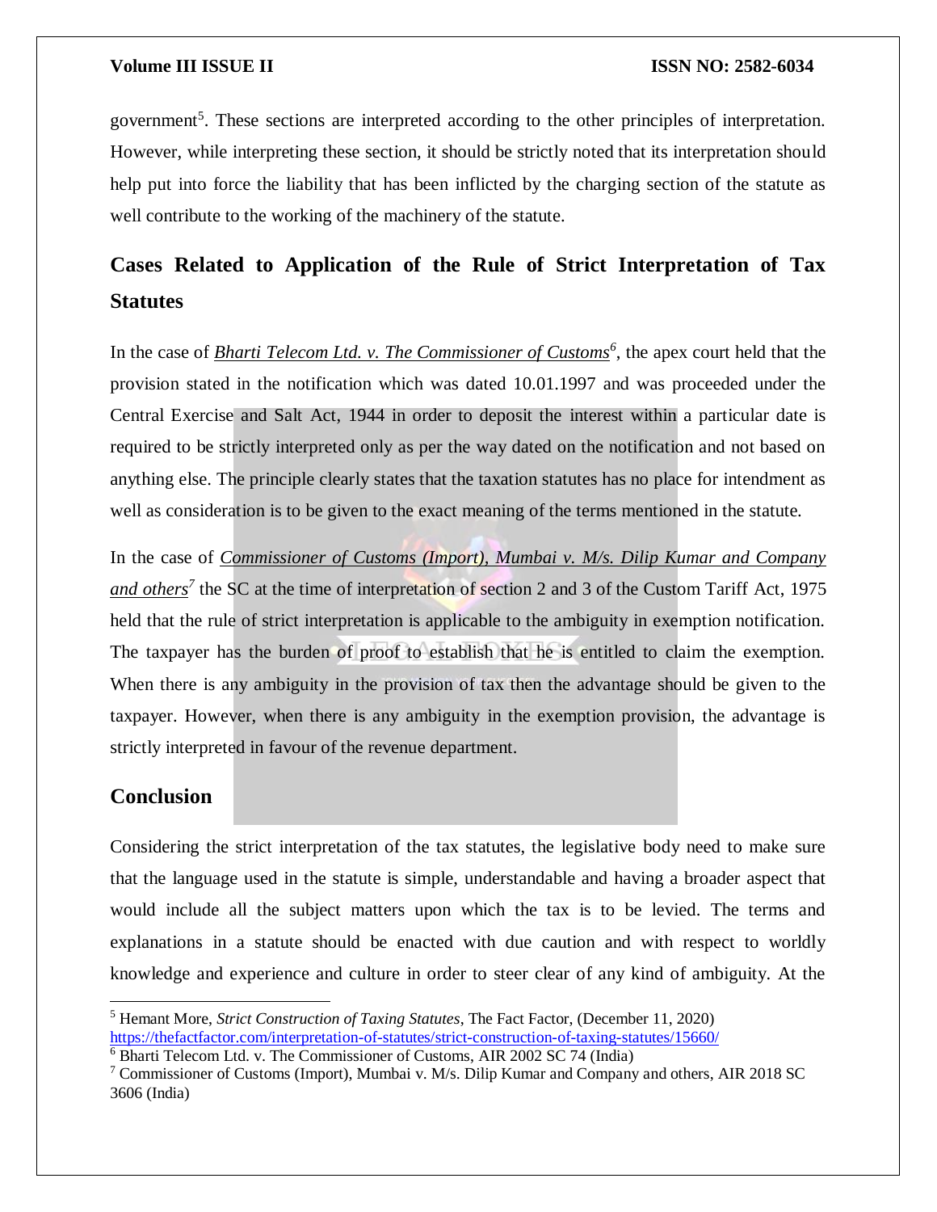government[5]. These sections are interpreted according to the other principles of interpretation. However, while interpreting these section, it should be strictly noted that its interpretation should help put into force the liability that has been inflicted by the charging section of the statute as well contribute to the working of the machinery of the statute.

## Cases Related to Application of the Rule of Strict Interpretation of Tax Statutes

In the case of *Bharti Telecom Ltd. v. The Commissioner of Customs*[6], the apex court held that the provision stated in the notification which was dated 10.01.1997 and was proceeded under the Central Exercise and Salt Act, 1944 in order to deposit the interest within a particular date is required to be strictly interpreted only as per the way dated on the notification and not based on anything else. The principle clearly states that the taxation statutes has no place for intendment as well as consideration is to be given to the exact meaning of the terms mentioned in the statute.

In the case of *Commissioner of Customs (Import), Mumbai v. M/s. Dilip Kumar and Company and others*[7] the SC at the time of interpretation of section 2 and 3 of the Custom Tariff Act, 1975 held that the rule of strict interpretation is applicable to the ambiguity in exemption notification. The taxpayer has the burden of proof to establish that he is entitled to claim the exemption. When there is any ambiguity in the provision of tax then the advantage should be given to the taxpayer. However, when there is any ambiguity in the exemption provision, the advantage is strictly interpreted in favour of the revenue department.

## Conclusion

Considering the strict interpretation of the tax statutes, the legislative body need to make sure that the language used in the statute is simple, understandable and having a broader aspect that would include all the subject matters upon which the tax is to be levied. The terms and explanations in a statute should be enacted with due caution and with respect to worldly knowledge and experience and culture in order to steer clear of any kind of ambiguity. At the

---

[5] Hemant More, *Strict Construction of Taxing Statutes*, The Fact Factor, (December 11, 2020) https://thefactfactor.com/interpretation-of-statutes/strict-construction-of-taxing-statutes/15660/

[6] Bharti Telecom Ltd. v. The Commissioner of Customs, AIR 2002 SC 74 (India)

[7] Commissioner of Customs (Import), Mumbai v. M/s. Dilip Kumar and Company and others, AIR 2018 SC 3606 (India)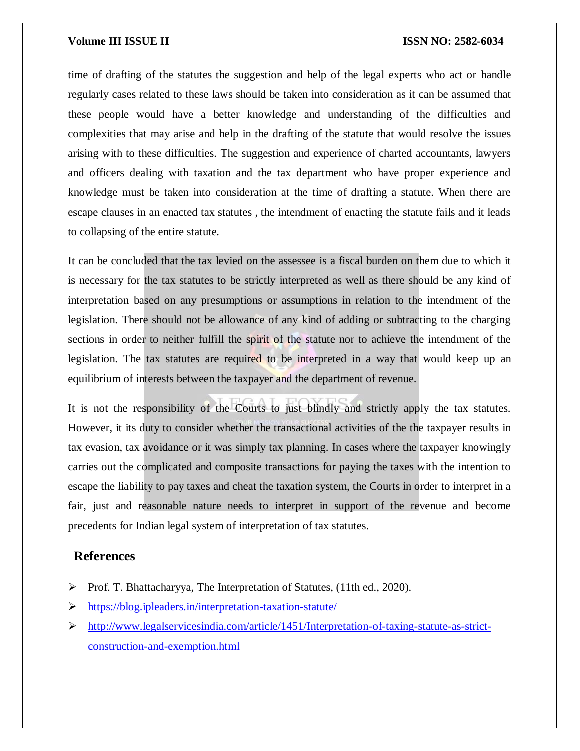time of drafting of the statutes the suggestion and help of the legal experts who act or handle regularly cases related to these laws should be taken into consideration as it can be assumed that these people would have a better knowledge and understanding of the difficulties and complexities that may arise and help in the drafting of the statute that would resolve the issues arising with to these difficulties. The suggestion and experience of charted accountants, lawyers and officers dealing with taxation and the tax department who have proper experience and knowledge must be taken into consideration at the time of drafting a statute. When there are escape clauses in an enacted tax statutes , the intendment of enacting the statute fails and it leads to collapsing of the entire statute.

It can be concluded that the tax levied on the assessee is a fiscal burden on them due to which it is necessary for the tax statutes to be strictly interpreted as well as there should be any kind of interpretation based on any presumptions or assumptions in relation to the intendment of the legislation. There should not be allowance of any kind of adding or subtracting to the charging sections in order to neither fulfill the spirit of the statute nor to achieve the intendment of the legislation. The tax statutes are required to be interpreted in a way that would keep up an equilibrium of interests between the taxpayer and the department of revenue.

It is not the responsibility of the Courts to just blindly and strictly apply the tax statutes. However, it its duty to consider whether the transactional activities of the the taxpayer results in tax evasion, tax avoidance or it was simply tax planning. In cases where the taxpayer knowingly carries out the complicated and composite transactions for paying the taxes with the intention to escape the liability to pay taxes and cheat the taxation system, the Courts in order to interpret in a fair, just and reasonable nature needs to interpret in support of the revenue and become precedents for Indian legal system of interpretation of tax statutes.

## References

- Prof. T. Bhattacharyya, The Interpretation of Statutes, (11th ed., 2020).
- https://blog.ipleaders.in/interpretation-taxation-statute/
- http://www.legalservicesindia.com/article/1451/Interpretation-of-taxing-statute-as-strict-construction-and-exemption.html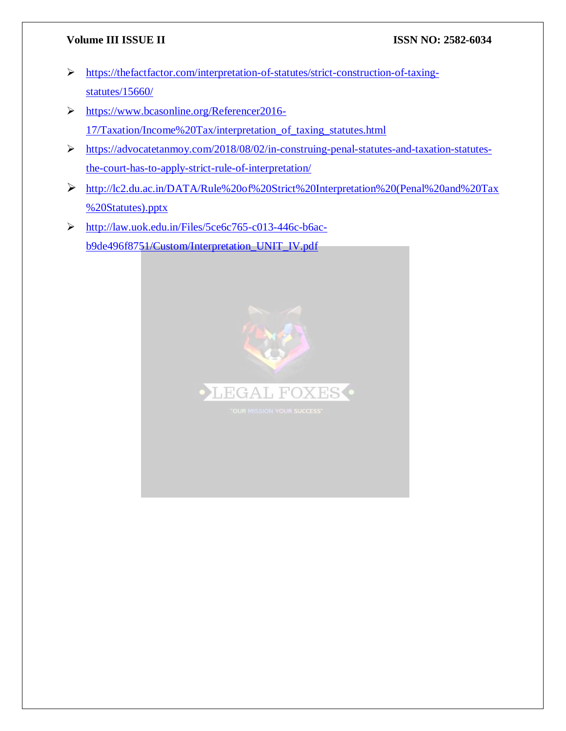- https://thefactfactor.com/interpretation-of-statutes/strict-construction-of-taxing-statutes/15660/
- https://www.bcasonline.org/Referencer2016-17/Taxation/Income%20Tax/interpretation_of_taxing_statutes.html
- https://advocatetanmoy.com/2018/08/02/in-construing-penal-statutes-and-taxation-statutes-the-court-has-to-apply-strict-rule-of-interpretation/
- http://lc2.du.ac.in/DATA/Rule%20of%20Strict%20Interpretation%20(Penal%20and%20Tax%20Statutes).pptx
- http://law.uok.edu.in/Files/5ce6c765-c013-446c-b6ac-b9de496f8751/Custom/Interpretation_UNIT_IV.pdf